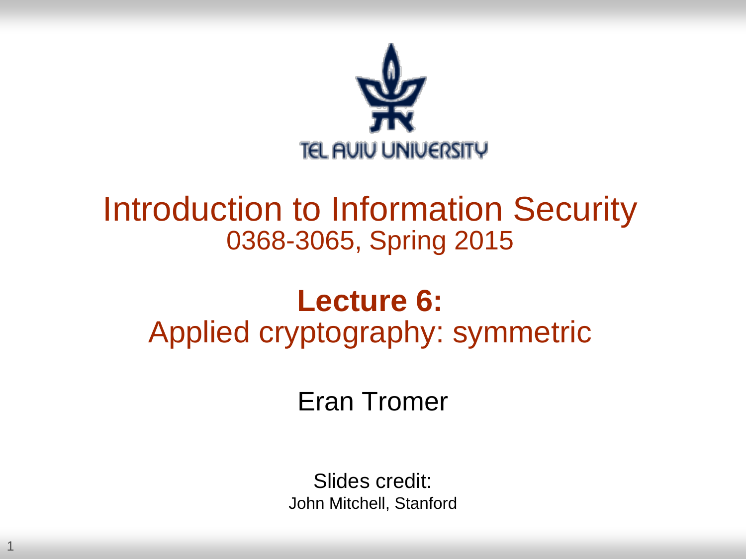TEL AVIV UNIVERSITY

# Introduction to Information Security

0368-3065, Spring 2015

## **Lecture 6:**

## Applied cryptography: symmetric

Eran Tromer

Slides credit:
John Mitchell, Stanford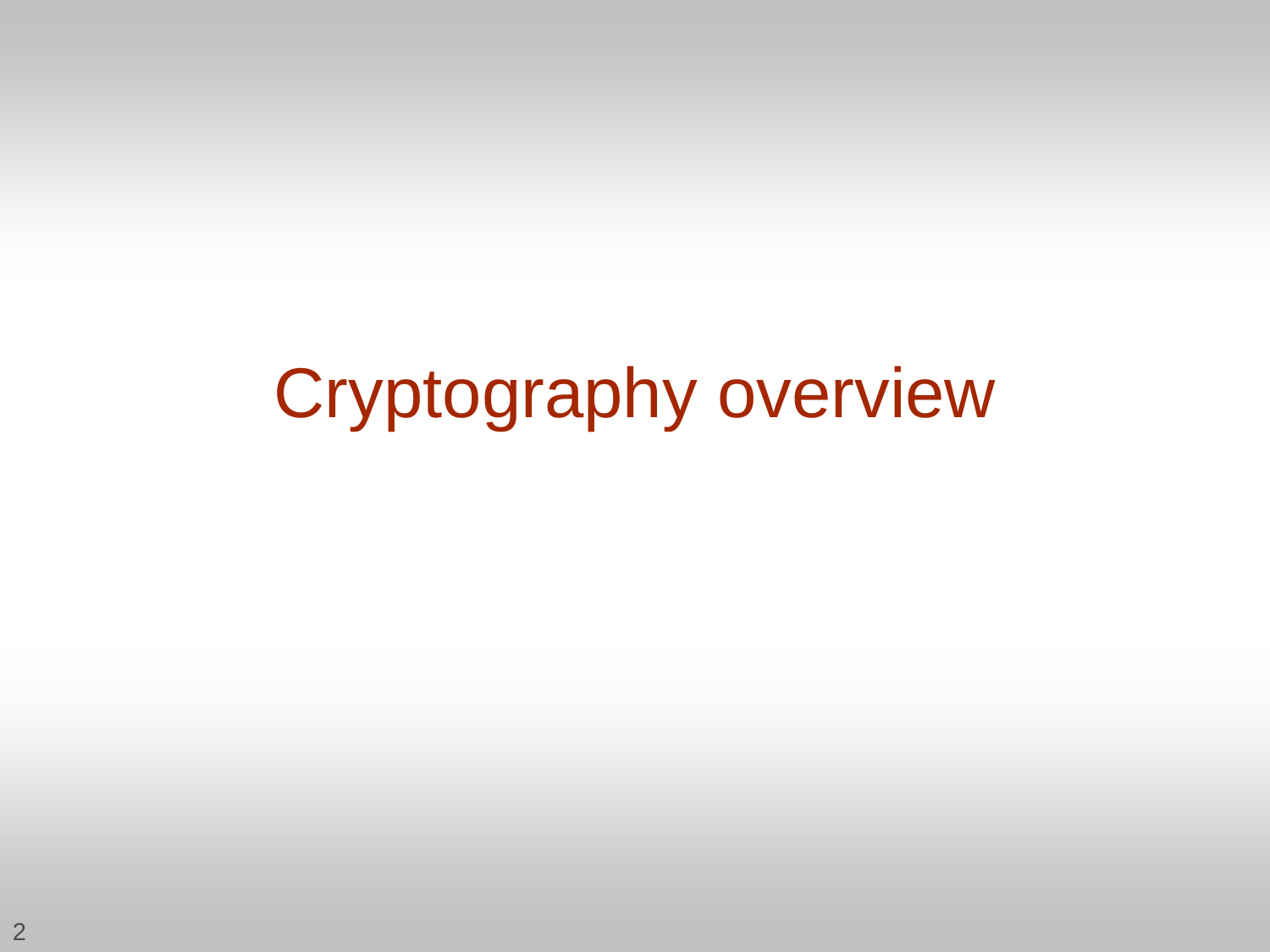# Cryptography overview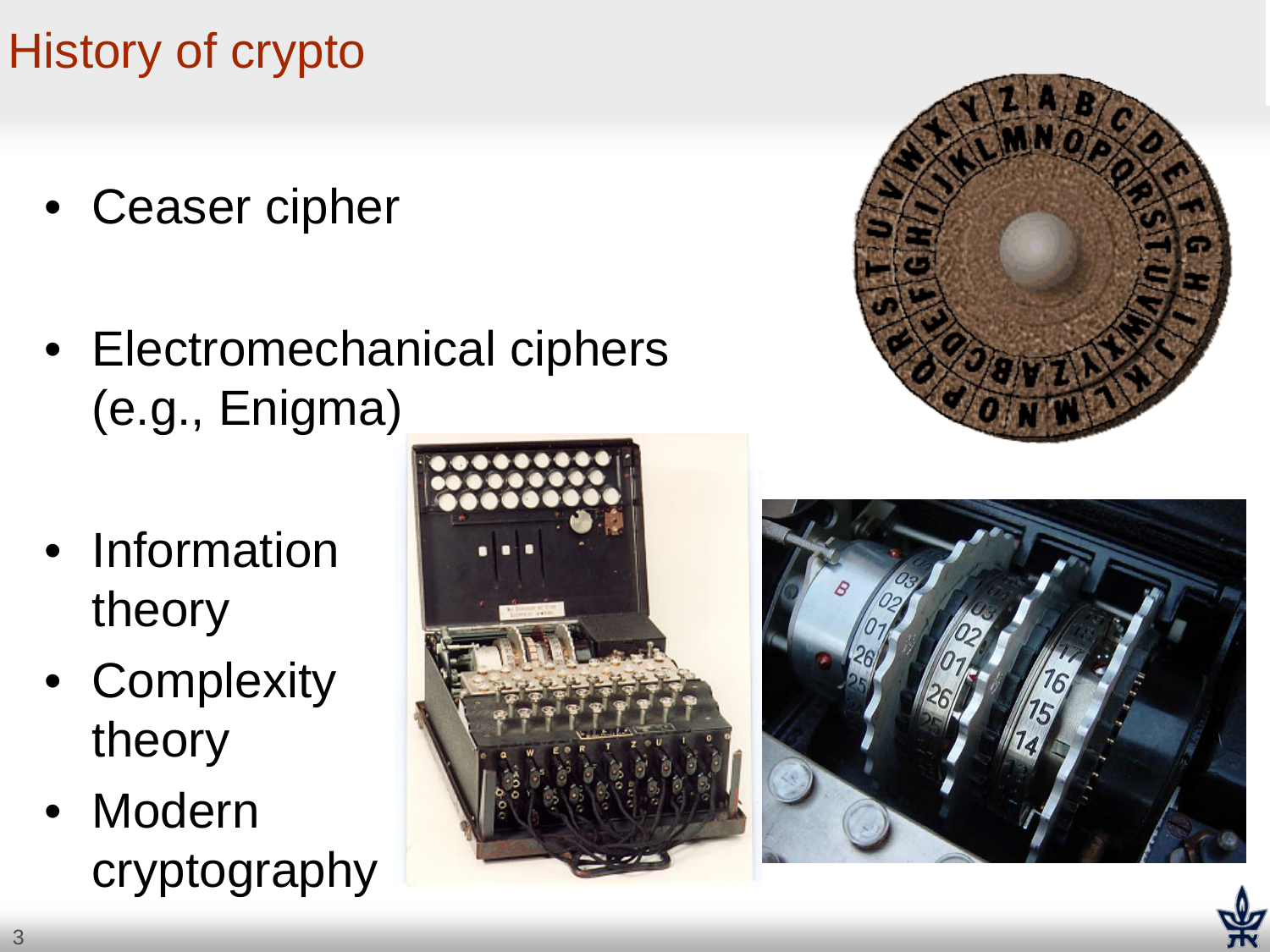# History of crypto

- Ceaser cipher
- Electromechanical ciphers (e.g., Enigma)
- Information theory
- Complexity theory
- Modern cryptography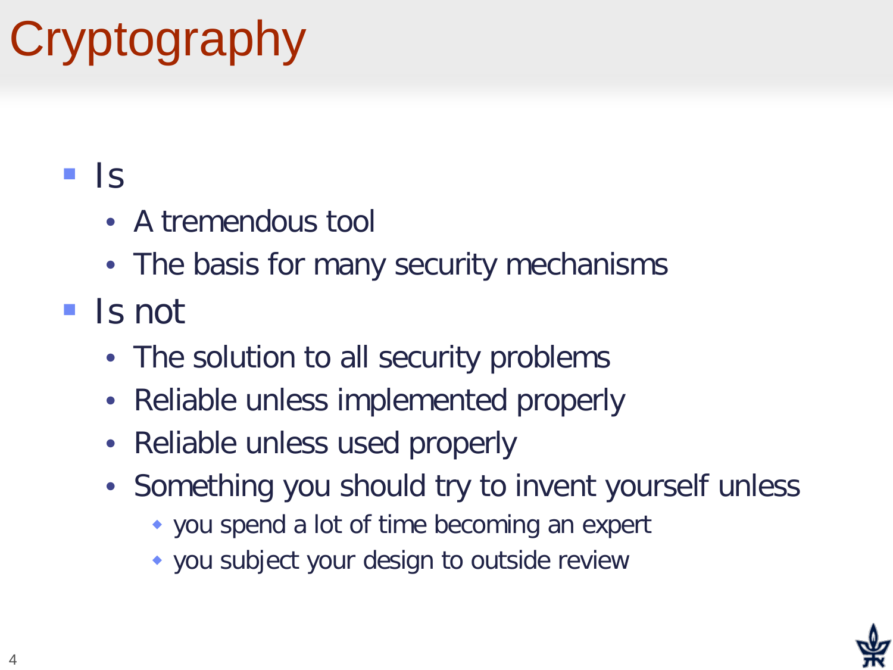# Cryptography

- Is
  - A tremendous tool
  - The basis for many security mechanisms
- Is not
  - The solution to all security problems
  - Reliable unless implemented properly
  - Reliable unless used properly
  - Something you should try to invent yourself unless
    - you spend a lot of time becoming an expert
    - you subject your design to outside review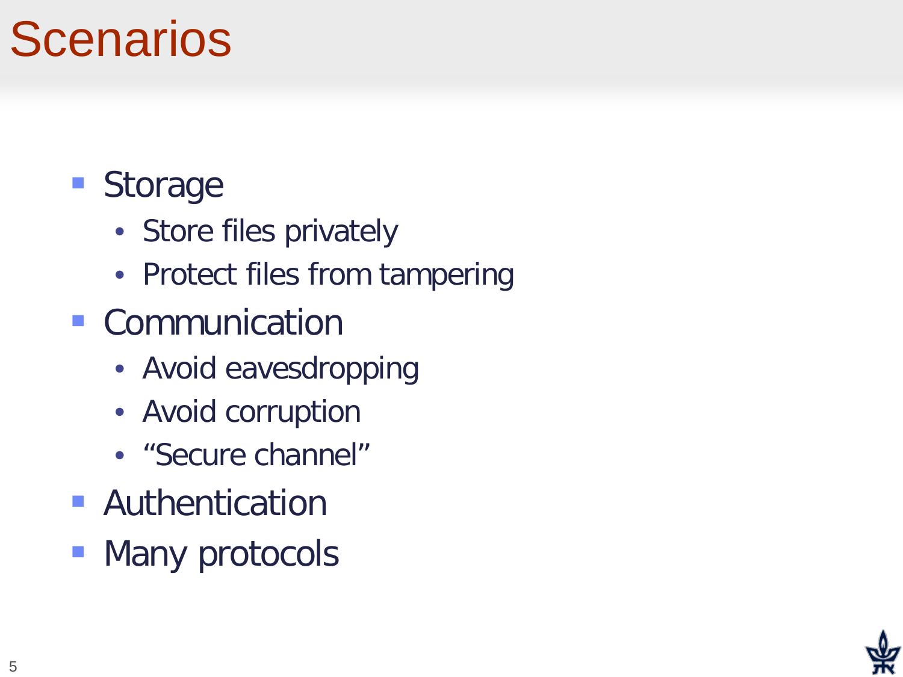# Scenarios

- Storage
  - Store files privately
  - Protect files from tampering
- Communication
  - Avoid eavesdropping
  - Avoid corruption
  - “Secure channel”
- Authentication
- Many protocols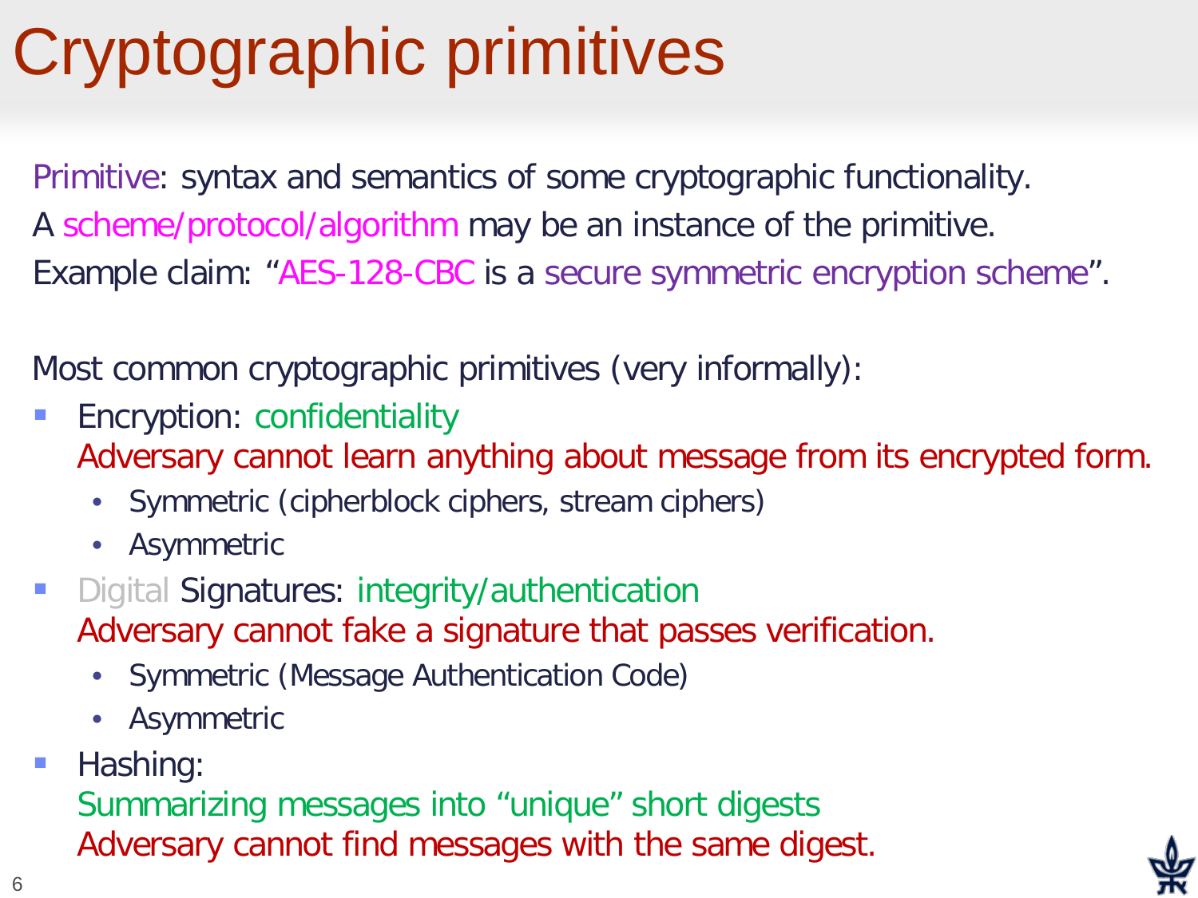# Cryptographic primitives

Primitive: syntax and semantics of some cryptographic functionality.

A scheme/protocol/algorithm may be an instance of the primitive.

Example claim: "AES-128-CBC is a secure symmetric encryption scheme".

Most common cryptographic primitives (very informally):

- Encryption: confidentiality
  Adversary cannot learn anything about message from its encrypted form.
  - Symmetric (cipherblock ciphers, stream ciphers)
  - Asymmetric
- Digital Signatures: integrity/authentication
  Adversary cannot fake a signature that passes verification.
  - Symmetric (Message Authentication Code)
  - Asymmetric
- Hashing:
  Summarizing messages into "unique" short digests
  Adversary cannot find messages with the same digest.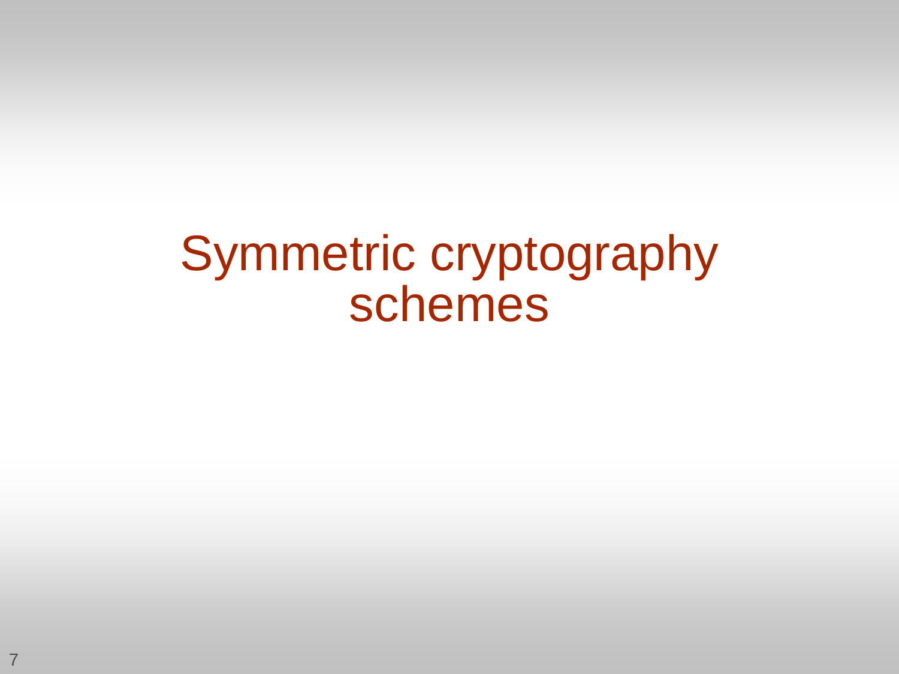# Symmetric cryptography schemes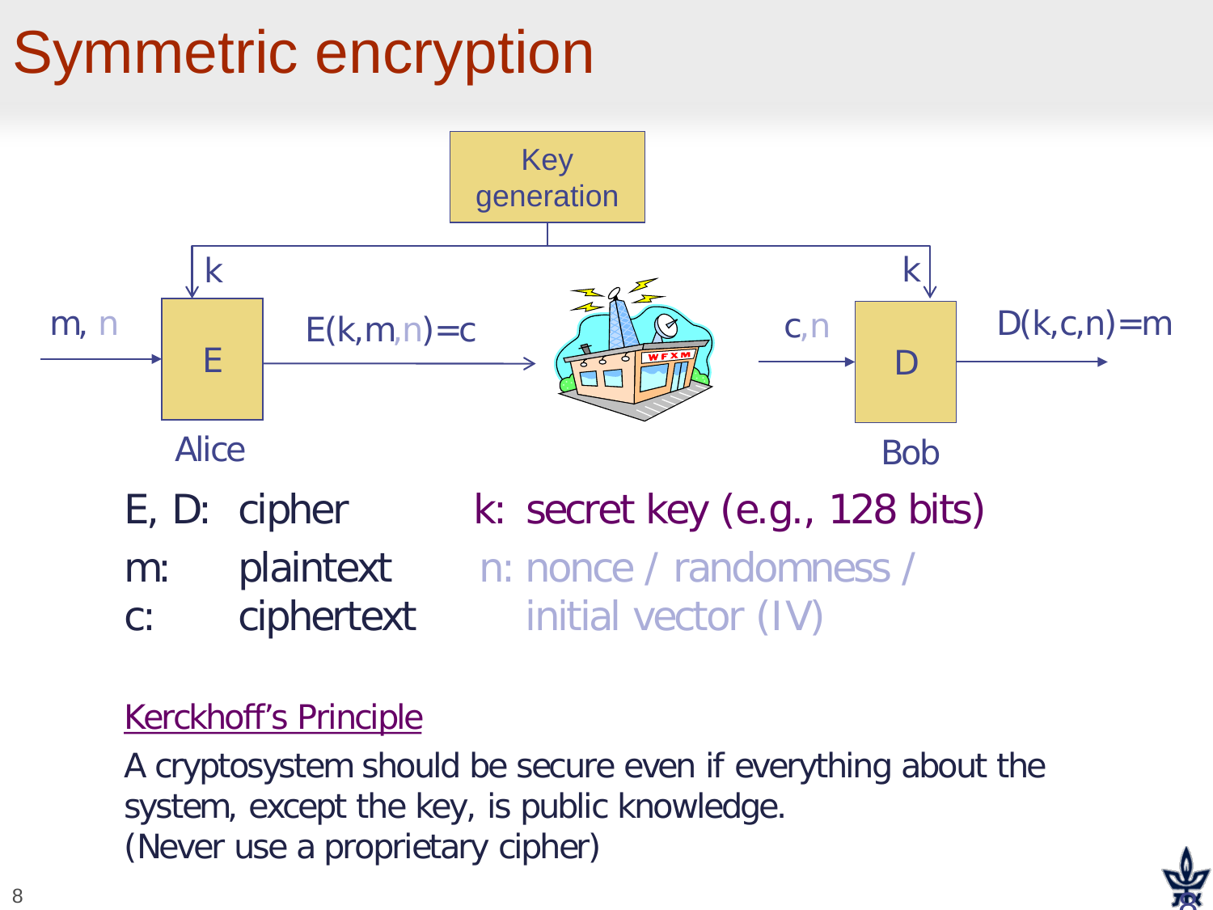# Symmetric encryption

Key generation

k &nbsp;&nbsp;&nbsp;&nbsp;&nbsp;&nbsp;&nbsp;&nbsp; k

m, n → **E** → $E(k,m,n)=c$ → → c,n → **D** → $D(k,c,n)=m$

Alice &nbsp;&nbsp;&nbsp;&nbsp;&nbsp;&nbsp;&nbsp;&nbsp; Bob

E, D: cipher

m: plaintext

c: ciphertext

k: secret key (e.g., 128 bits)

n: nonce / randomness / initial vector (IV)

Kerckhoff's Principle

A cryptosystem should be secure even if everything about the system, except the key, is public knowledge.
(Never use a proprietary cipher)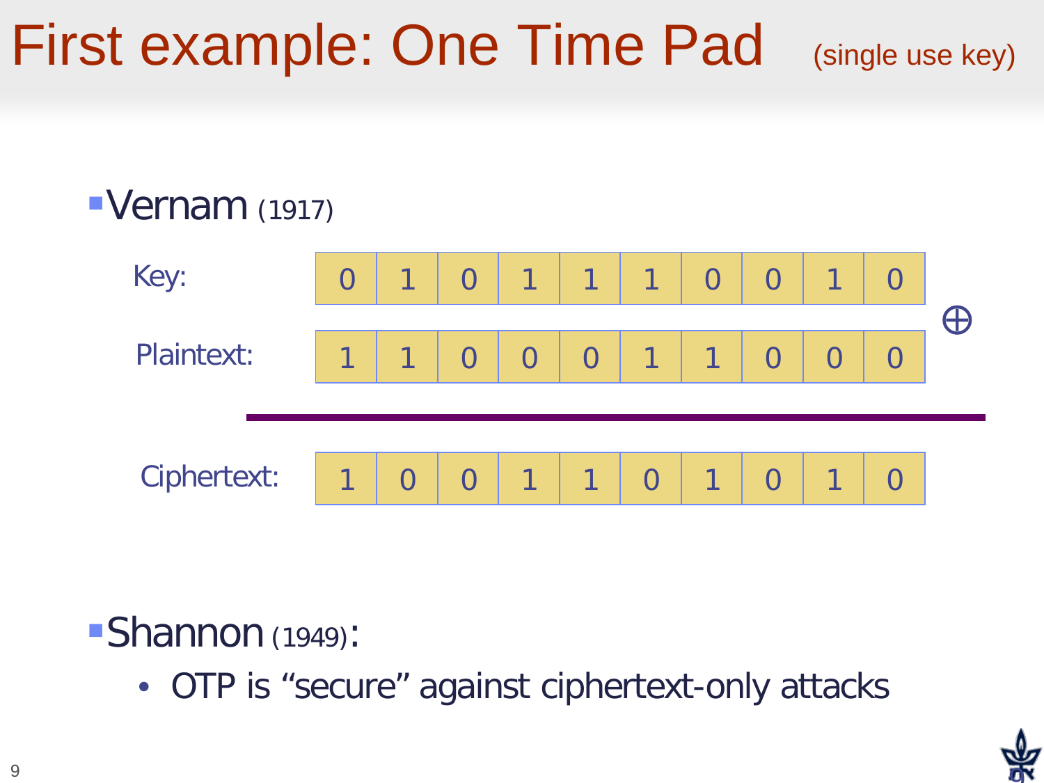# First example: One Time Pad (single use key)

- Vernam (1917)

| | | | | | | | | | | | |
|---|---|---|---|---|---|---|---|---|---|---|---|
| Key: | 0 | 1 | 0 | 1 | 1 | 1 | 0 | 0 | 1 | 0 | |
| Plaintext: | 1 | 1 | 0 | 0 | 0 | 1 | 1 | 0 | 0 | 0 | $\oplus$ |
| Ciphertext: | 1 | 0 | 0 | 1 | 1 | 0 | 1 | 0 | 1 | 0 | |

- Shannon (1949):
  - OTP is “secure” against ciphertext-only attacks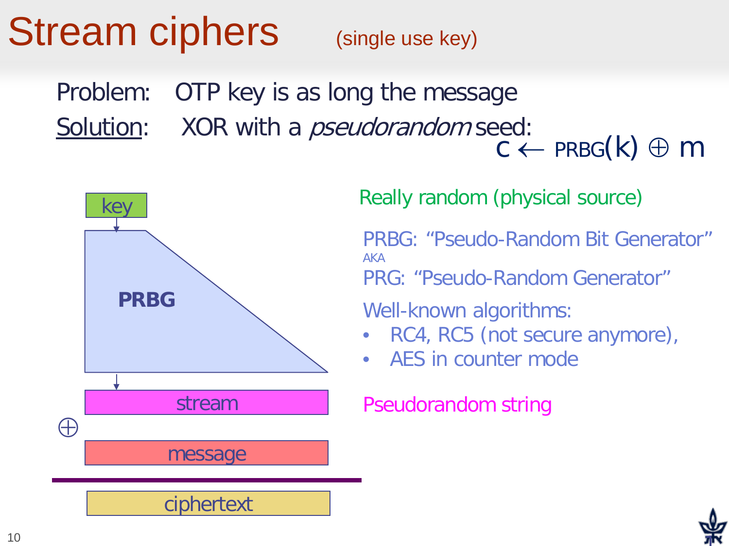# Stream ciphers (single use key)

Problem: OTP key is as long the message

<u>Solution</u>: XOR with a *pseudorandom* seed:

$$c \leftarrow \text{PRBG}(k) \oplus m$$

key

**PRBG**

stream

$\oplus$

message

ciphertext

Really random (physical source)

PRBG: "Pseudo-Random Bit Generator"
AKA
PRG: "Pseudo-Random Generator"

Well-known algorithms:

- RC4, RC5 (not secure anymore),
- AES in counter mode

Pseudorandom string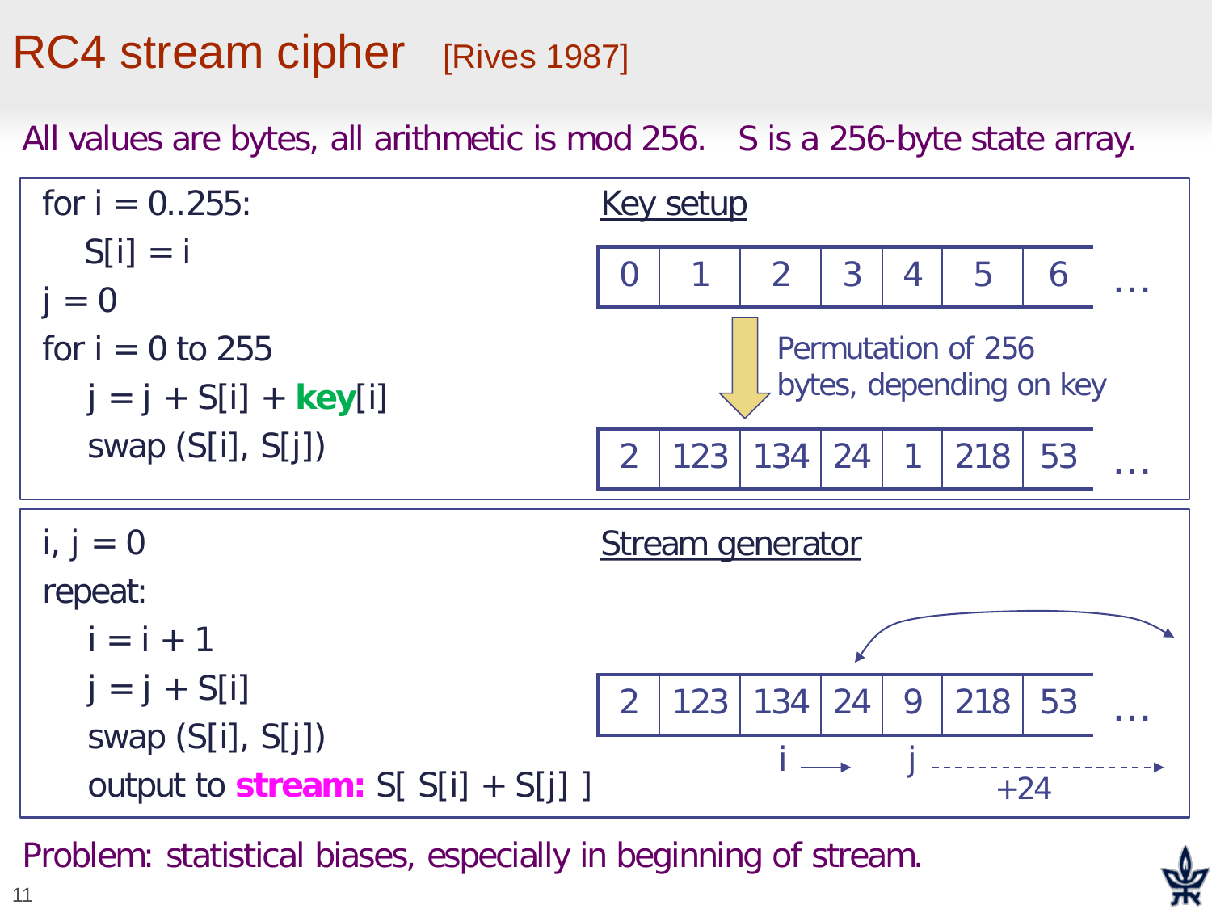# RC4 stream cipher [Rives 1987]

All values are bytes, all arithmetic is mod 256. S is a 256-byte state array.

```
for i = 0..255:
    S[i] = i
j = 0
for i = 0 to 255
    j = j + S[i] + key[i]
    swap (S[i], S[j])
```

**Key setup**

| 0 | 1 | 2 | 3 | 4 | 5 | 6 | … |
|---|---|---|---|---|---|---|---|

Permutation of 256 bytes, depending on key

| 2 | 123 | 134 | 24 | 1 | 218 | 53 | … |
|---|---|---|---|---|---|---|---|

```
i, j = 0
repeat:
    i = i + 1
    j = j + S[i]
    swap (S[i], S[j])
    output to stream: S[ S[i] + S[j] ]
```

**Stream generator**

| 2 | 123 | 134 | 24 | 9 | 218 | 53 | … |
|---|---|---|---|---|---|---|---|

i → j +24

Problem: statistical biases, especially in beginning of stream.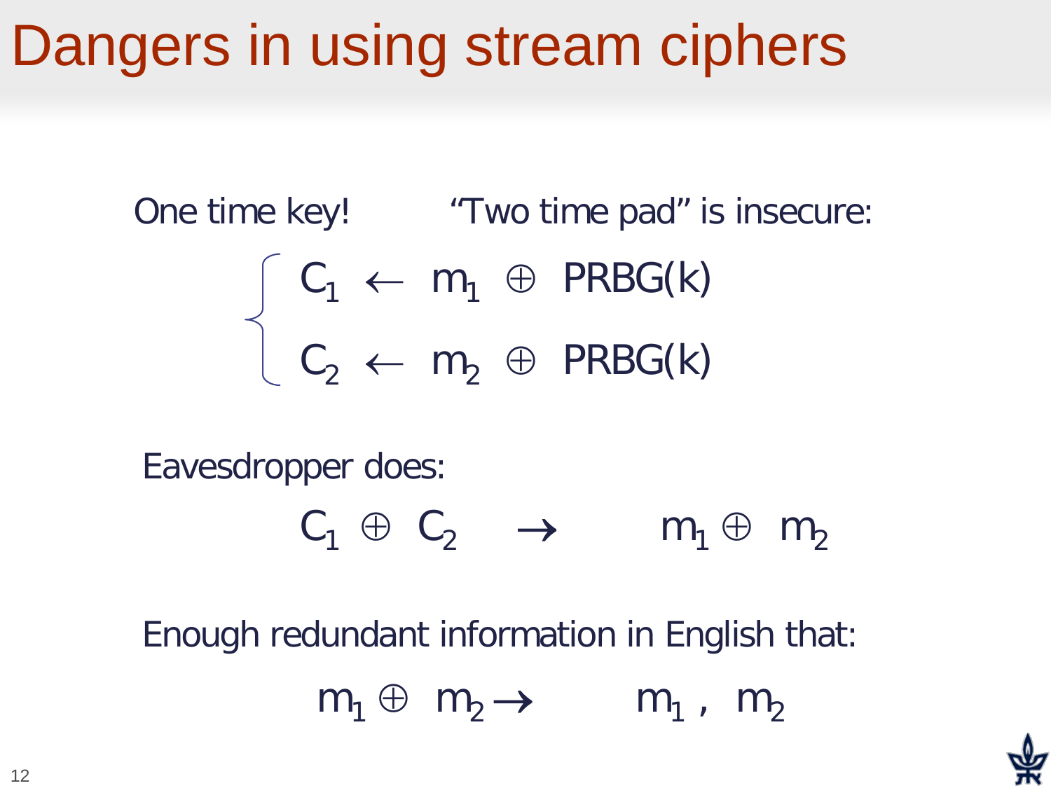# Dangers in using stream ciphers

One time key!  "Two time pad" is insecure:

$$\begin{cases} C_1 \leftarrow m_1 \oplus \text{PRBG}(k) \\ C_2 \leftarrow m_2 \oplus \text{PRBG}(k) \end{cases}$$

Eavesdropper does:

$$C_1 \oplus C_2 \quad \rightarrow \quad m_1 \oplus m_2$$

Enough redundant information in English that:

$$m_1 \oplus m_2 \rightarrow \quad m_1 , \ m_2$$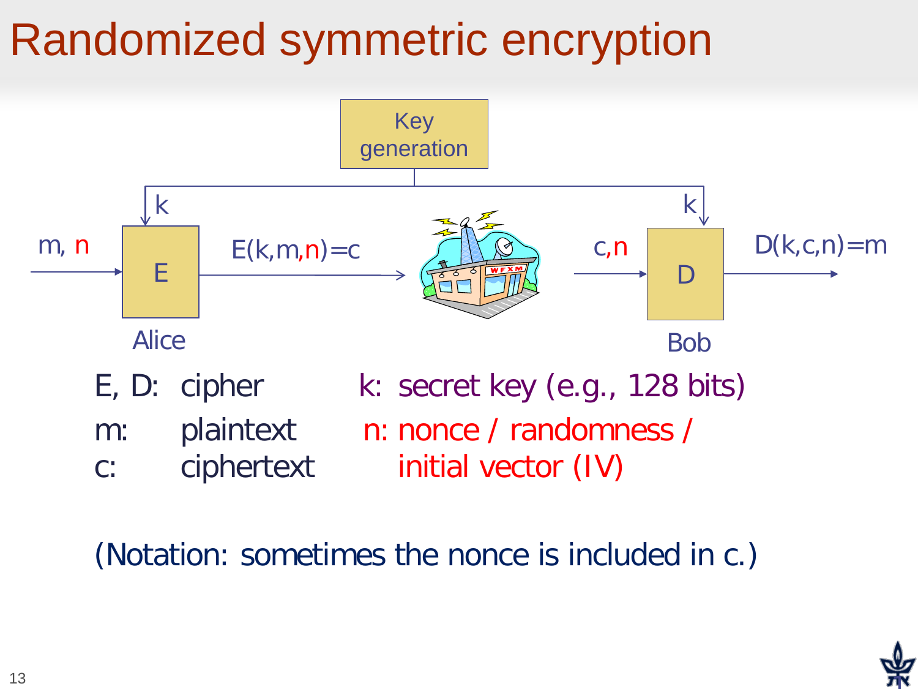# Randomized symmetric encryption

Key generation

k

k

m, n → E → $E(k,m,n)=c$ →

c,n → D → $D(k,c,n)=m$

Alice

Bob

E, D: cipher

m: plaintext

c: ciphertext

k: secret key (e.g., 128 bits)

n: nonce / randomness / initial vector (IV)

(Notation: sometimes the nonce is included in c.)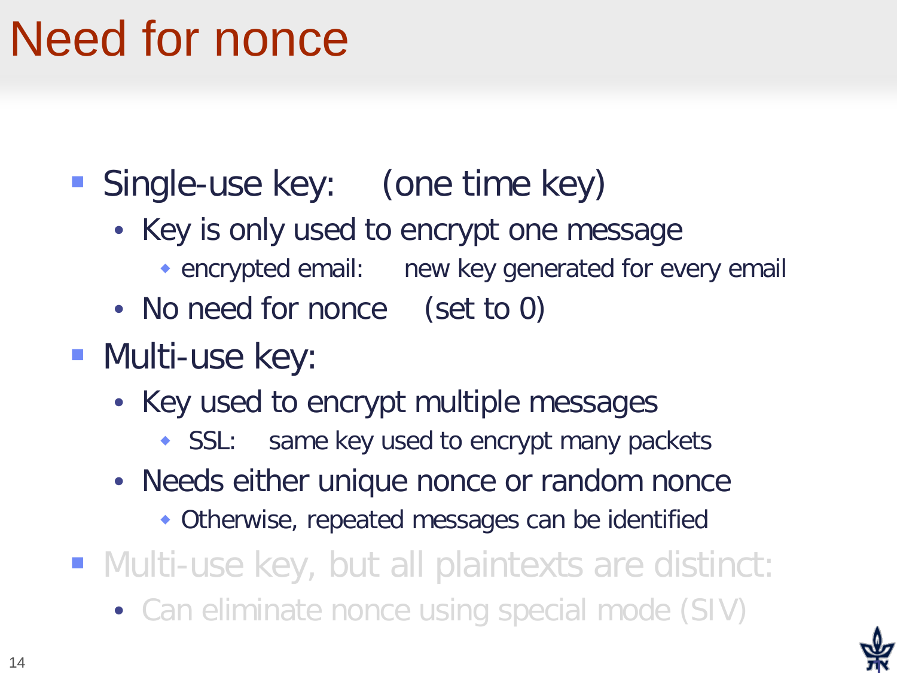# Need for nonce

- Single-use key: (one time key)
  - Key is only used to encrypt one message
    - encrypted email: new key generated for every email
  - No need for nonce (set to 0)
- Multi-use key:
  - Key used to encrypt multiple messages
    - SSL: same key used to encrypt many packets
  - Needs either unique nonce or random nonce
    - Otherwise, repeated messages can be identified
- Multi-use key, but all plaintexts are distinct:
  - Can eliminate nonce using special mode (SIV)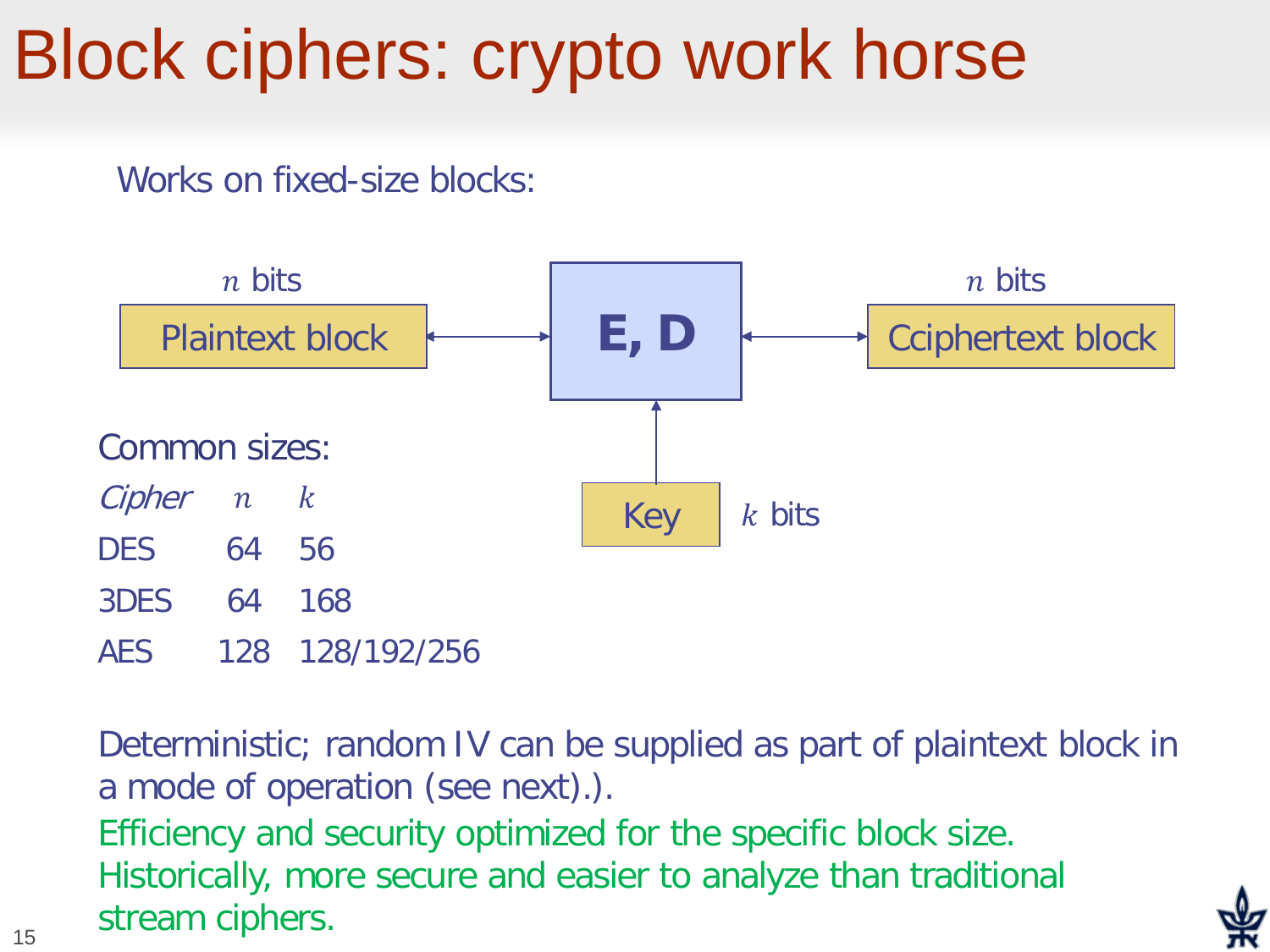# Block ciphers: crypto work horse

Works on fixed-size blocks:

$n$ bits

Plaintext block

**E, D**

$n$ bits

Cciphertext block

Key

$k$ bits

Common sizes:

| *Cipher* | $n$ | $k$ |
|---|---|---|
| DES | 64 | 56 |
| 3DES | 64 | 168 |
| AES | 128 | 128/192/256 |

Deterministic; random IV can be supplied as part of plaintext block in a mode of operation (see next).).

Efficiency and security optimized for the specific block size.

Historically, more secure and easier to analyze than traditional stream ciphers.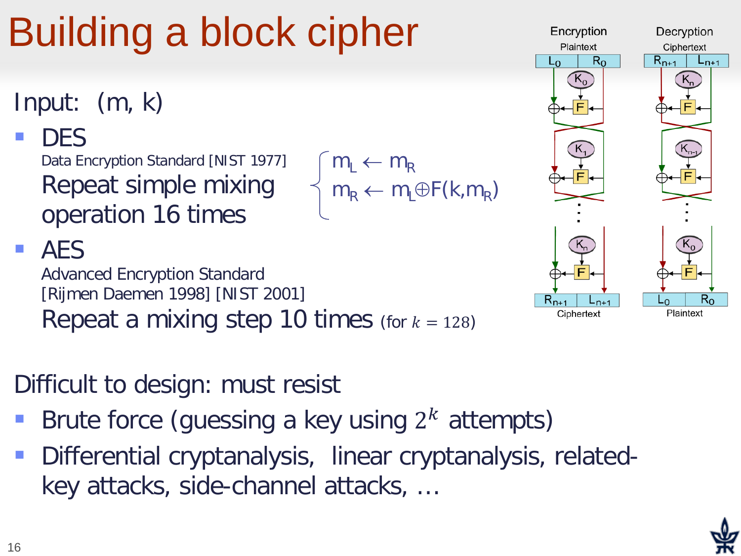# Building a block cipher

Input: (m, k)

- DES
  Data Encryption Standard [NIST 1977]
  Repeat simple mixing operation 16 times

$$\begin{cases} m_L \leftarrow m_R \\ m_R \leftarrow m_L \oplus F(k, m_R) \end{cases}$$

- AES
  Advanced Encryption Standard
  [Rijmen Daemen 1998] [NIST 2001]
  Repeat a mixing step 10 times (for $k = 128$)

Encryption / Decryption

Difficult to design: must resist

- Brute force (guessing a key using $2^k$ attempts)
- Differential cryptanalysis, linear cryptanalysis, related-key attacks, side-channel attacks, …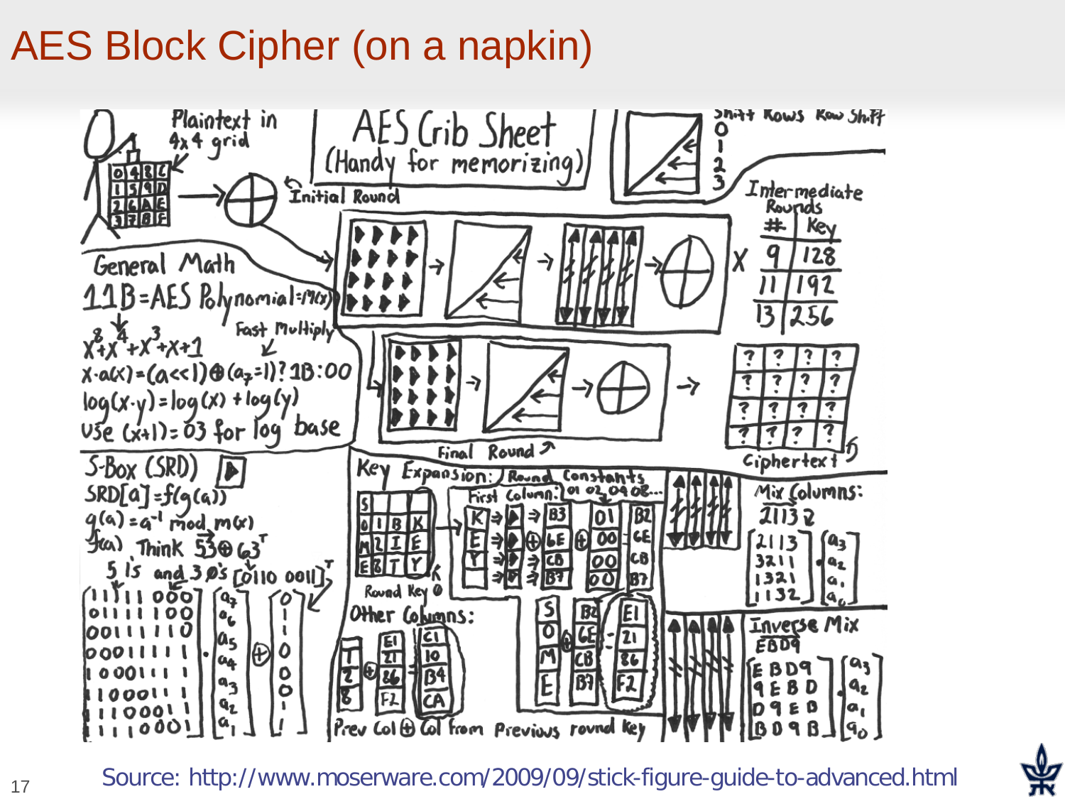# AES Block Cipher (on a napkin)

Plaintext in 4x4 grid

AES Crib Sheet (Handy for memorizing)

Shift Rows: Row Shift 0, 1, 2, 3

Initial Round

Intermediate Rounds

| # | Key |
|---|---|
| 9 | 128 |
| 11 | 192 |
| 13 | 256 |

General Math

11B = AES Polynomial = m(x)

$x^8+x^4+x^3+x+1$

Fast Multiply

$x \cdot a(x) = (a \ll 1) \oplus (a_7 = 1) ? 1B : 00$

$\log(x \cdot y) = \log(x) + \log(y)$

Use (x+1) = 03 for log base

Final Round

Ciphertext

S-Box (SRD)

$SRD[a] = f(g(a))$

$g(a) = a^{-1} \bmod m(x)$

f(a) Think $\vec{53} \oplus 63^T$

5 1's and 3 0's [0110 0011]$^T$

$$\begin{bmatrix} 1&1&1&1&1&0&0&0 \\ 0&1&1&1&1&1&0&0 \\ 0&0&1&1&1&1&1&0 \\ 0&0&0&1&1&1&1&1 \\ 1&0&0&0&1&1&1&1 \\ 1&1&0&0&0&1&1&1 \\ 1&1&1&0&0&0&1&1 \\ 1&1&1&1&0&0&0&1 \end{bmatrix} \cdot \begin{bmatrix} a_7 \\ a_6 \\ a_5 \\ a_4 \\ a_3 \\ a_2 \\ a_1 \\ a_0 \end{bmatrix} \oplus \begin{bmatrix} 0 \\ 1 \\ 1 \\ 0 \\ 0 \\ 0 \\ 1 \\ 1 \end{bmatrix}$$

Key Expansion: Round Constants 01 02 04 08...

First Column:

Round Key 0

Other Columns:

Prev Col ⊕ Col from Previous round key

Mix Columns: 2113

$$\begin{bmatrix} 2&1&1&3 \\ 3&2&1&1 \\ 1&3&2&1 \\ 1&1&3&2 \end{bmatrix} \cdot \begin{bmatrix} a_3 \\ a_2 \\ a_1 \\ a_0 \end{bmatrix}$$

Inverse Mix: EBD9

$$\begin{bmatrix} E&B&D&9 \\ 9&E&B&D \\ D&9&E&B \\ B&D&9&E \end{bmatrix} \cdot \begin{bmatrix} a_3 \\ a_2 \\ a_1 \\ a_0 \end{bmatrix}$$

Source: http://www.moserware.com/2009/09/stick-figure-guide-to-advanced.html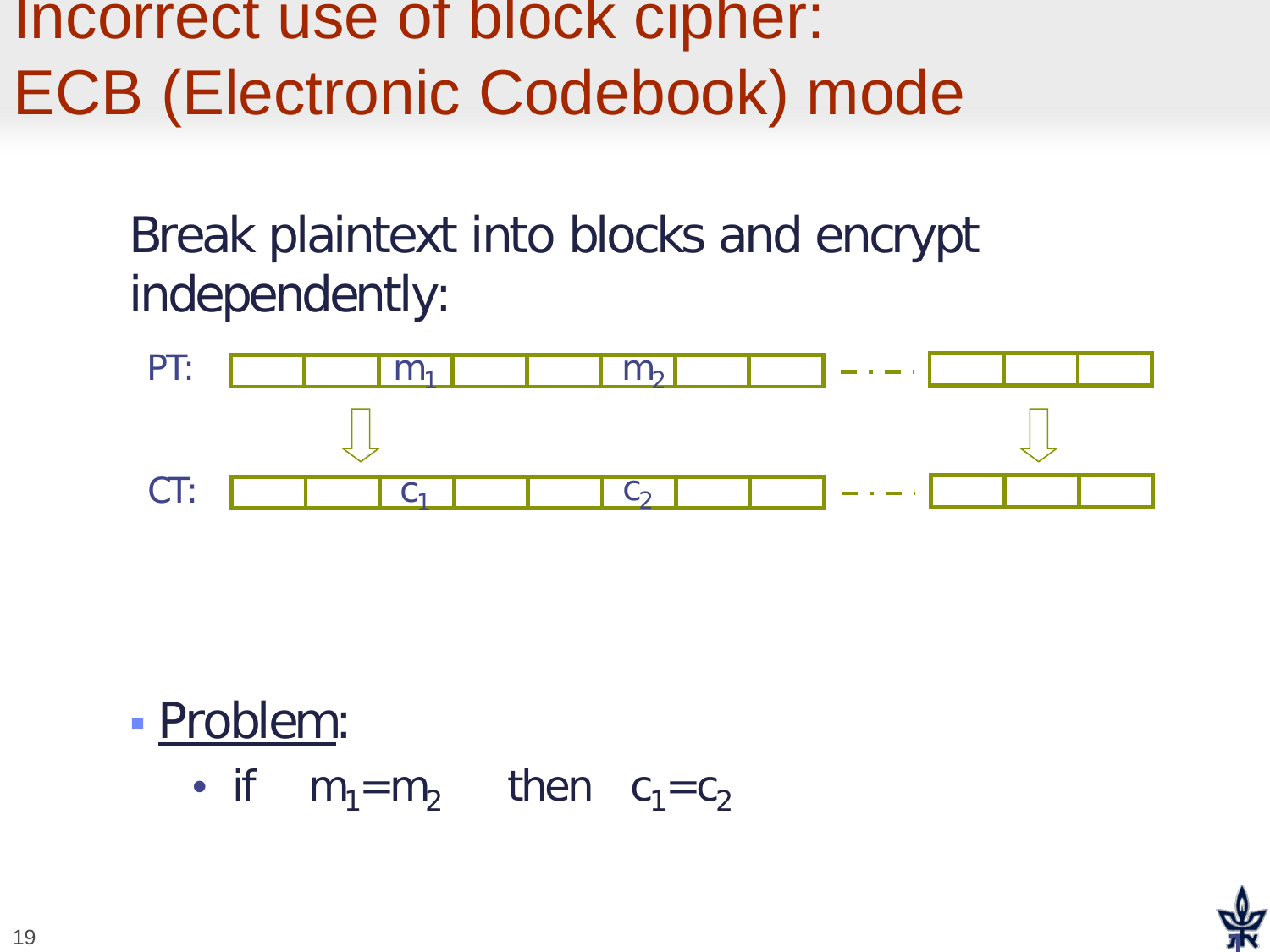# Incorrect use of block cipher: ECB (Electronic Codebook) mode

Break plaintext into blocks and encrypt independently:

PT: $m_1$ $m_2$

CT: $c_1$ $c_2$

- Problem:
  - if $m_1 = m_2$ then $c_1 = c_2$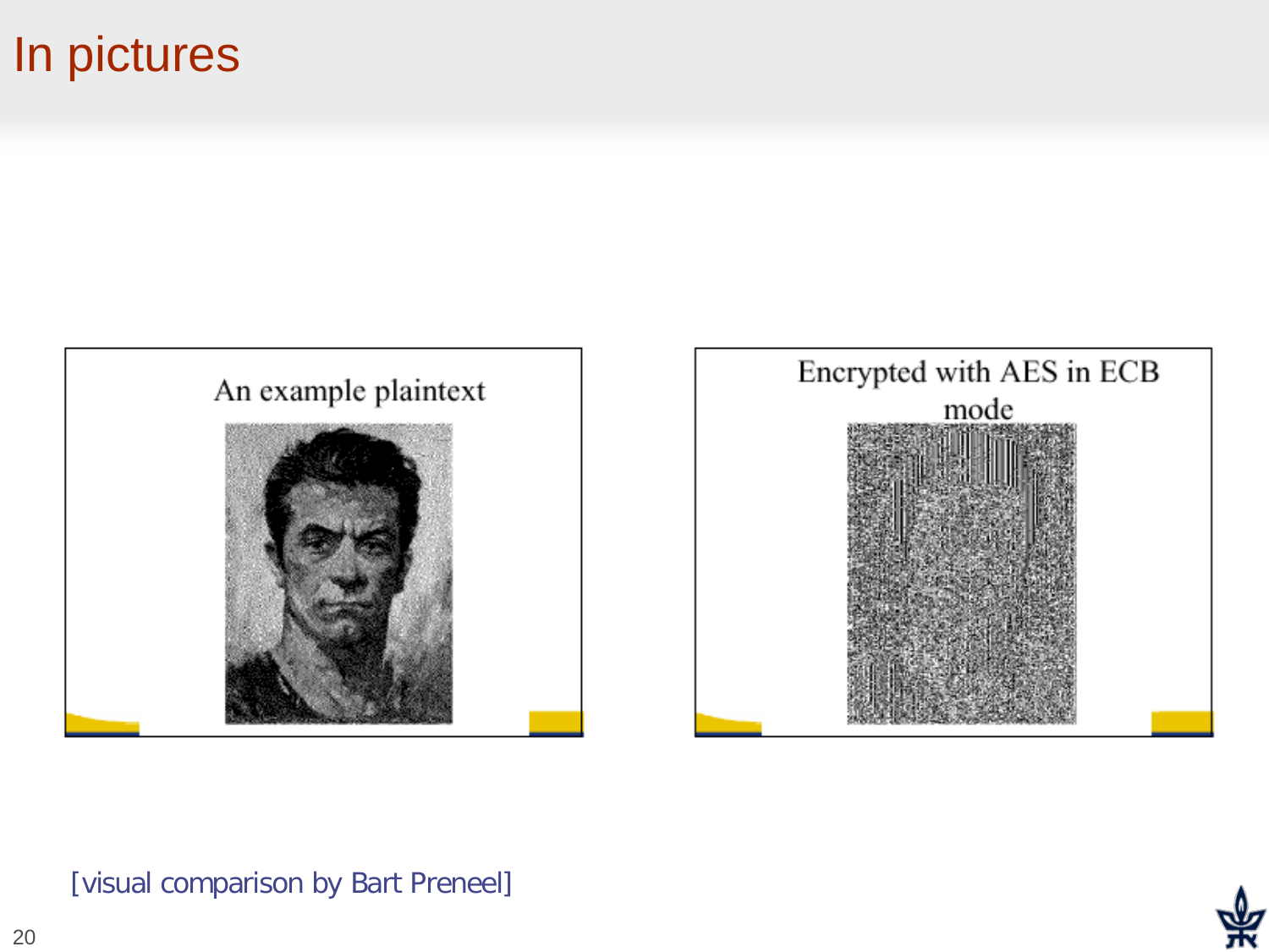# In pictures

An example plaintext

Encrypted with AES in ECB mode

[visual comparison by Bart Preneel]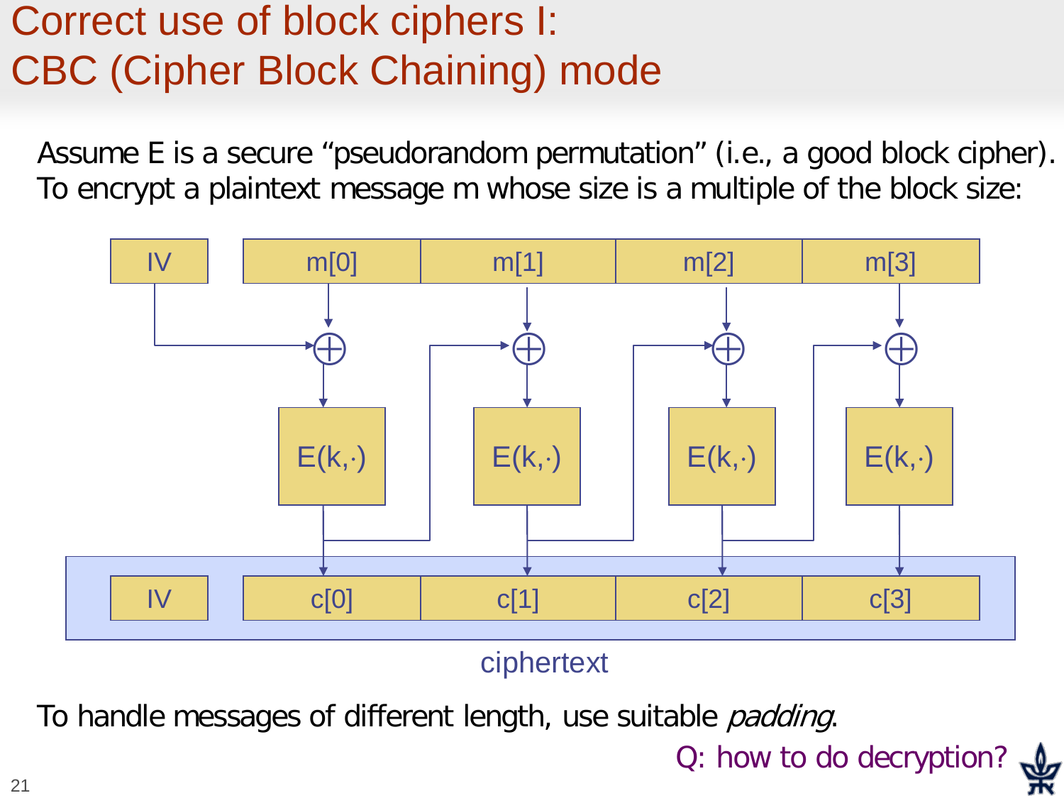# Correct use of block ciphers I: CBC (Cipher Block Chaining) mode

Assume E is a secure “pseudorandom permutation” (i.e., a good block cipher). To encrypt a plaintext message m whose size is a multiple of the block size:

IV | m[0] | m[1] | m[2] | m[3]

E(k,·) | E(k,·) | E(k,·) | E(k,·)

IV | c[0] | c[1] | c[2] | c[3]

ciphertext

To handle messages of different length, use suitable *padding*.

Q: how to do decryption?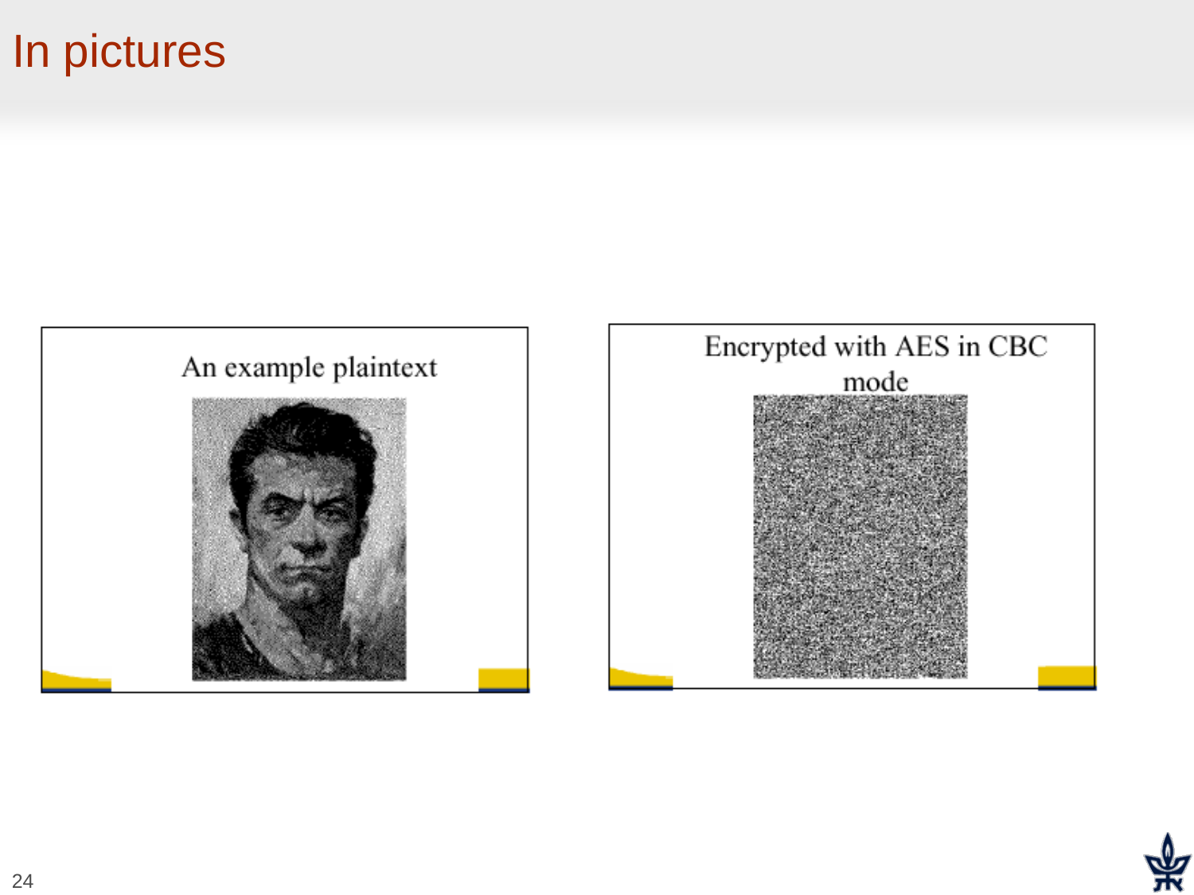# In pictures

An example plaintext

Encrypted with AES in CBC mode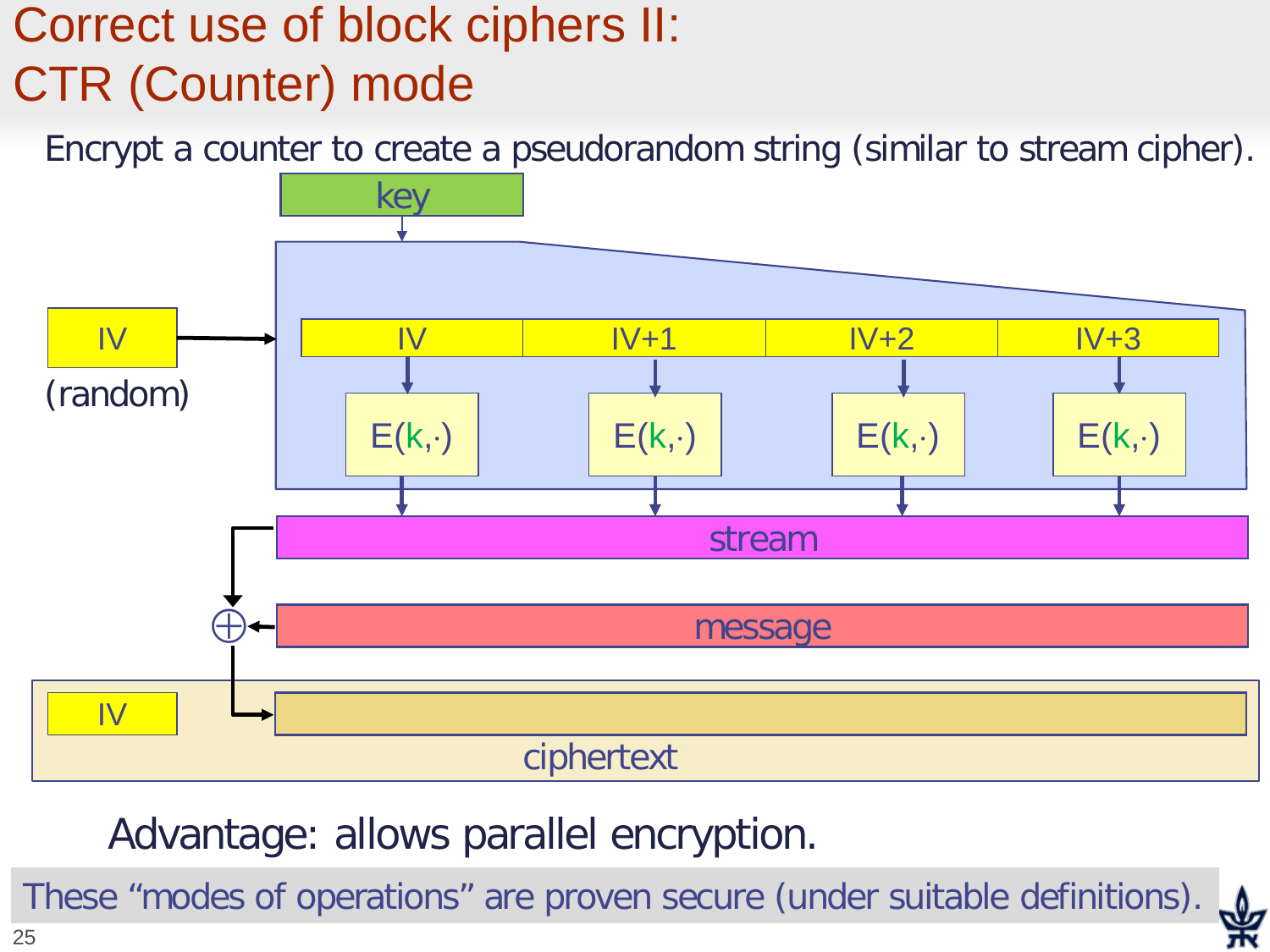# Correct use of block ciphers II: CTR (Counter) mode

Encrypt a counter to create a pseudorandom string (similar to stream cipher).

key

IV (random)

IV | IV+1 | IV+2 | IV+3

E(k,·) E(k,·) E(k,·) E(k,·)

stream

⊕ message

IV ciphertext

Advantage: allows parallel encryption.

These “modes of operations” are proven secure (under suitable definitions).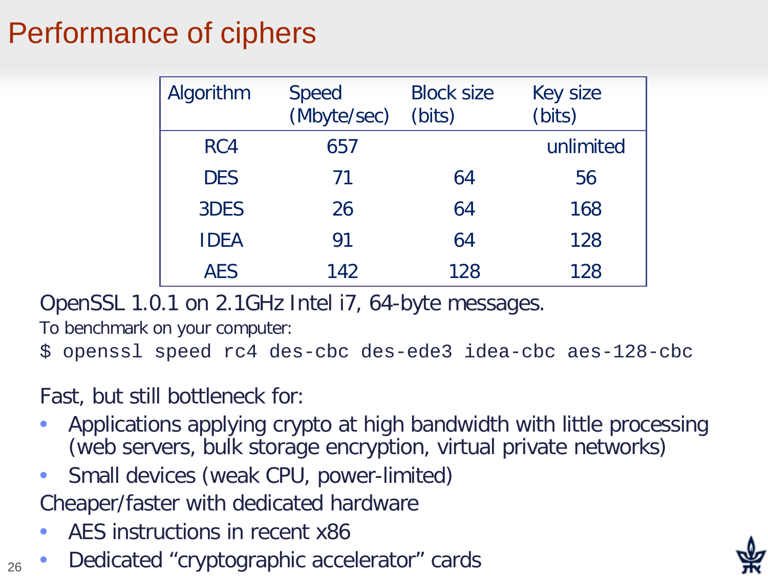# Performance of ciphers

| Algorithm | Speed (Mbyte/sec) | Block size (bits) | Key size (bits) |
|---|---|---|---|
| RC4 | 657 | | unlimited |
| DES | 71 | 64 | 56 |
| 3DES | 26 | 64 | 168 |
| IDEA | 91 | 64 | 128 |
| AES | 142 | 128 | 128 |

OpenSSL 1.0.1 on 2.1GHz Intel i7, 64-byte messages.

To benchmark on your computer:

```
$ openssl speed rc4 des-cbc des-ede3 idea-cbc aes-128-cbc
```

Fast, but still bottleneck for:

- Applications applying crypto at high bandwidth with little processing (web servers, bulk storage encryption, virtual private networks)
- Small devices (weak CPU, power-limited)

Cheaper/faster with dedicated hardware

- AES instructions in recent x86
- Dedicated "cryptographic accelerator" cards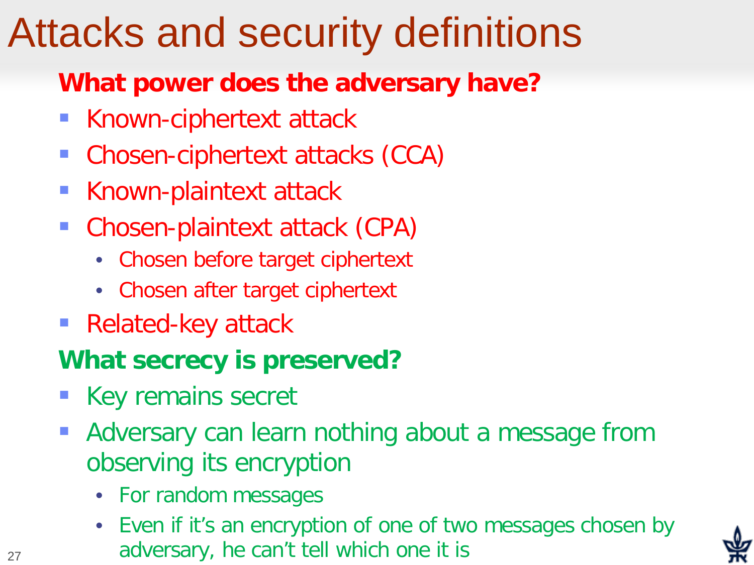# Attacks and security definitions

**What power does the adversary have?**

- Known-ciphertext attack
- Chosen-ciphertext attacks (CCA)
- Known-plaintext attack
- Chosen-plaintext attack (CPA)
  - Chosen before target ciphertext
  - Chosen after target ciphertext
- Related-key attack

**What secrecy is preserved?**

- Key remains secret
- Adversary can learn nothing about a message from observing its encryption
  - For random messages
  - Even if it's an encryption of one of two messages chosen by adversary, he can't tell which one it is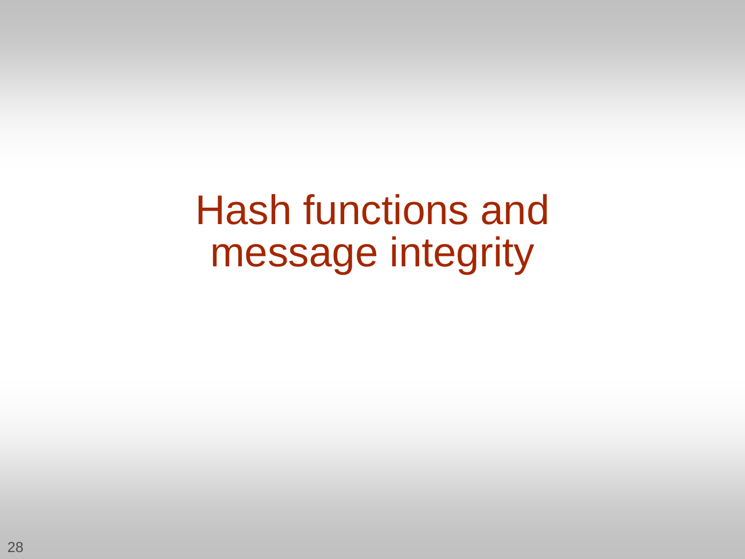# Hash functions and message integrity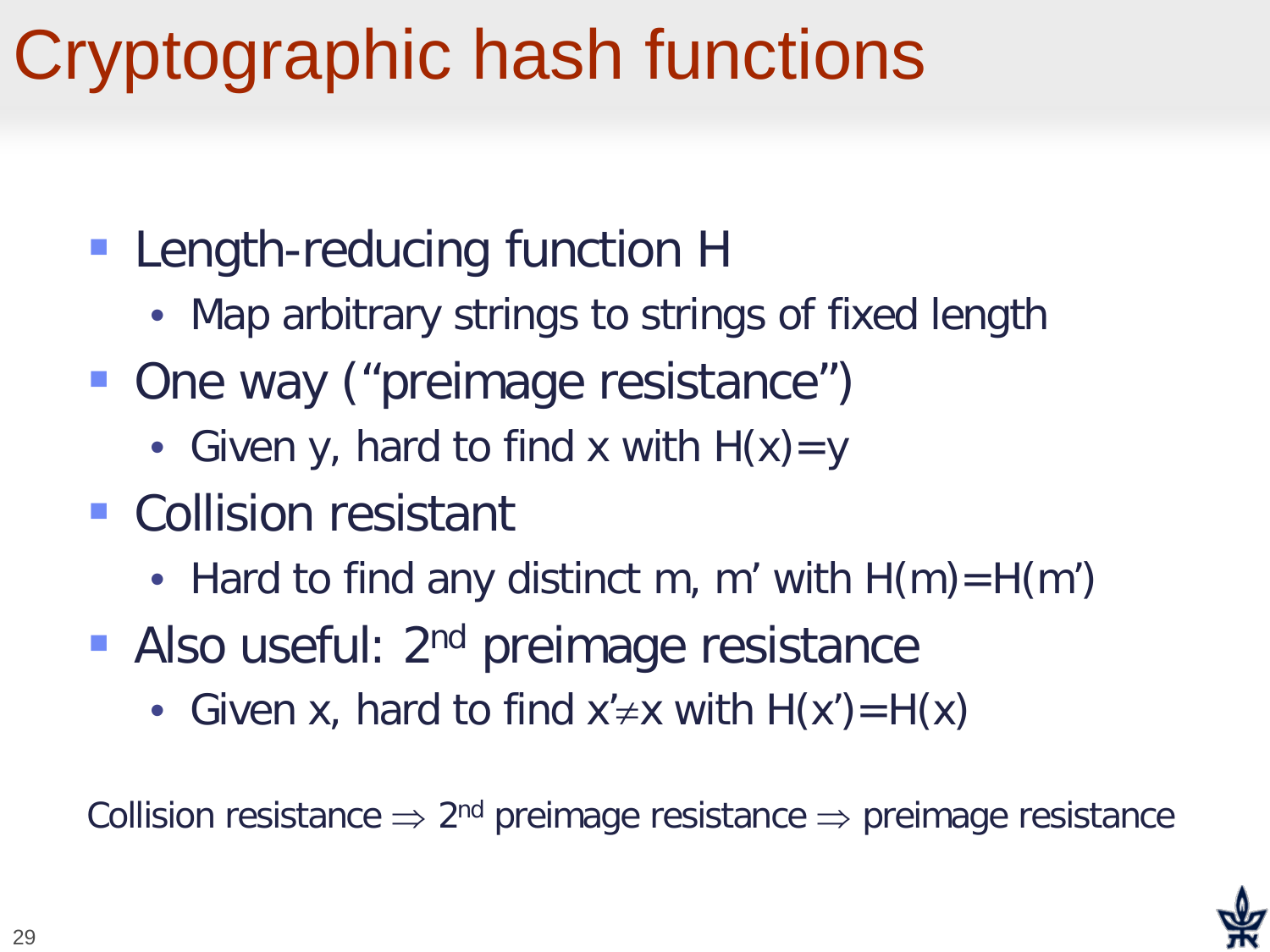# Cryptographic hash functions

- Length-reducing function H
  - Map arbitrary strings to strings of fixed length
- One way (“preimage resistance”)
  - Given y, hard to find x with $H(x)=y$
- Collision resistant
  - Hard to find any distinct m, m’ with $H(m)=H(m')$
- Also useful: 2nd preimage resistance
  - Given x, hard to find $x' \neq x$ with $H(x')=H(x)$

Collision resistance $\Rightarrow$ 2nd preimage resistance $\Rightarrow$ preimage resistance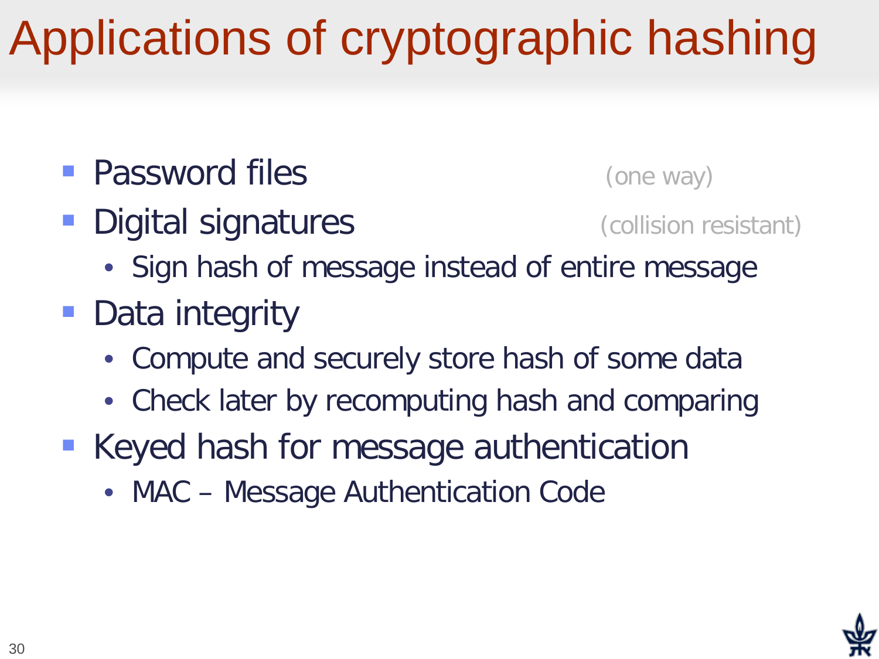# Applications of cryptographic hashing

- Password files (one way)
- Digital signatures (collision resistant)
  - Sign hash of message instead of entire message
- Data integrity
  - Compute and securely store hash of some data
  - Check later by recomputing hash and comparing
- Keyed hash for message authentication
  - MAC – Message Authentication Code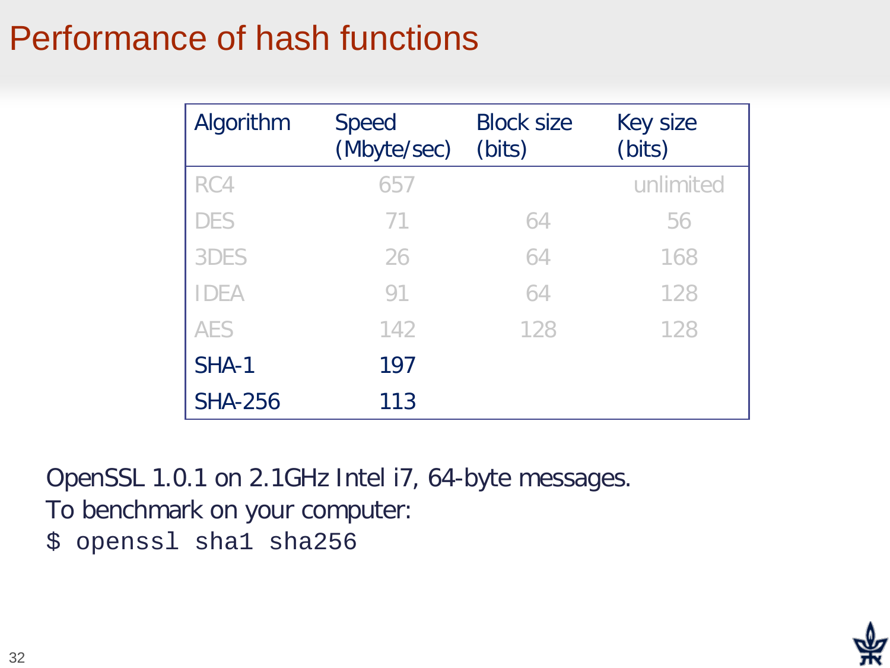# Performance of hash functions

| Algorithm | Speed (Mbyte/sec) | Block size (bits) | Key size (bits) |
|---|---|---|---|
| RC4 | 657 | | unlimited |
| DES | 71 | 64 | 56 |
| 3DES | 26 | 64 | 168 |
| IDEA | 91 | 64 | 128 |
| AES | 142 | 128 | 128 |
| SHA-1 | 197 | | |
| SHA-256 | 113 | | |

OpenSSL 1.0.1 on 2.1GHz Intel i7, 64-byte messages.

To benchmark on your computer:

```
$ openssl sha1 sha256
```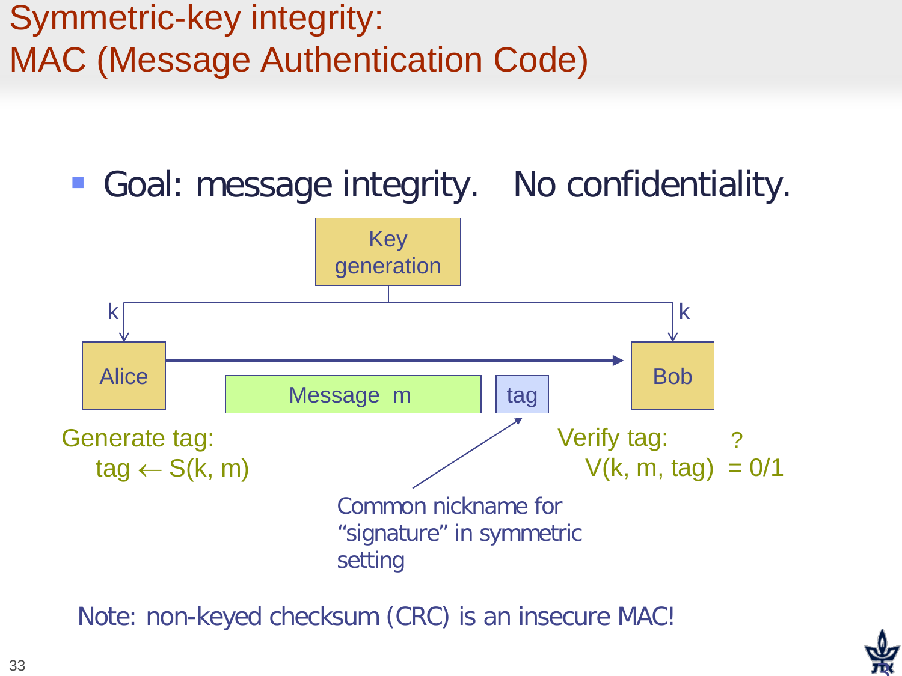# Symmetric-key integrity: MAC (Message Authentication Code)

- Goal: message integrity. No confidentiality.

Key generation

k

k

Alice

Message m

tag

Bob

Generate tag:

tag ← S(k, m)

Verify tag:

$V(k, m, tag) \stackrel{?}{=} 0/1$

Common nickname for "signature" in symmetric setting

Note: non-keyed checksum (CRC) is an insecure MAC!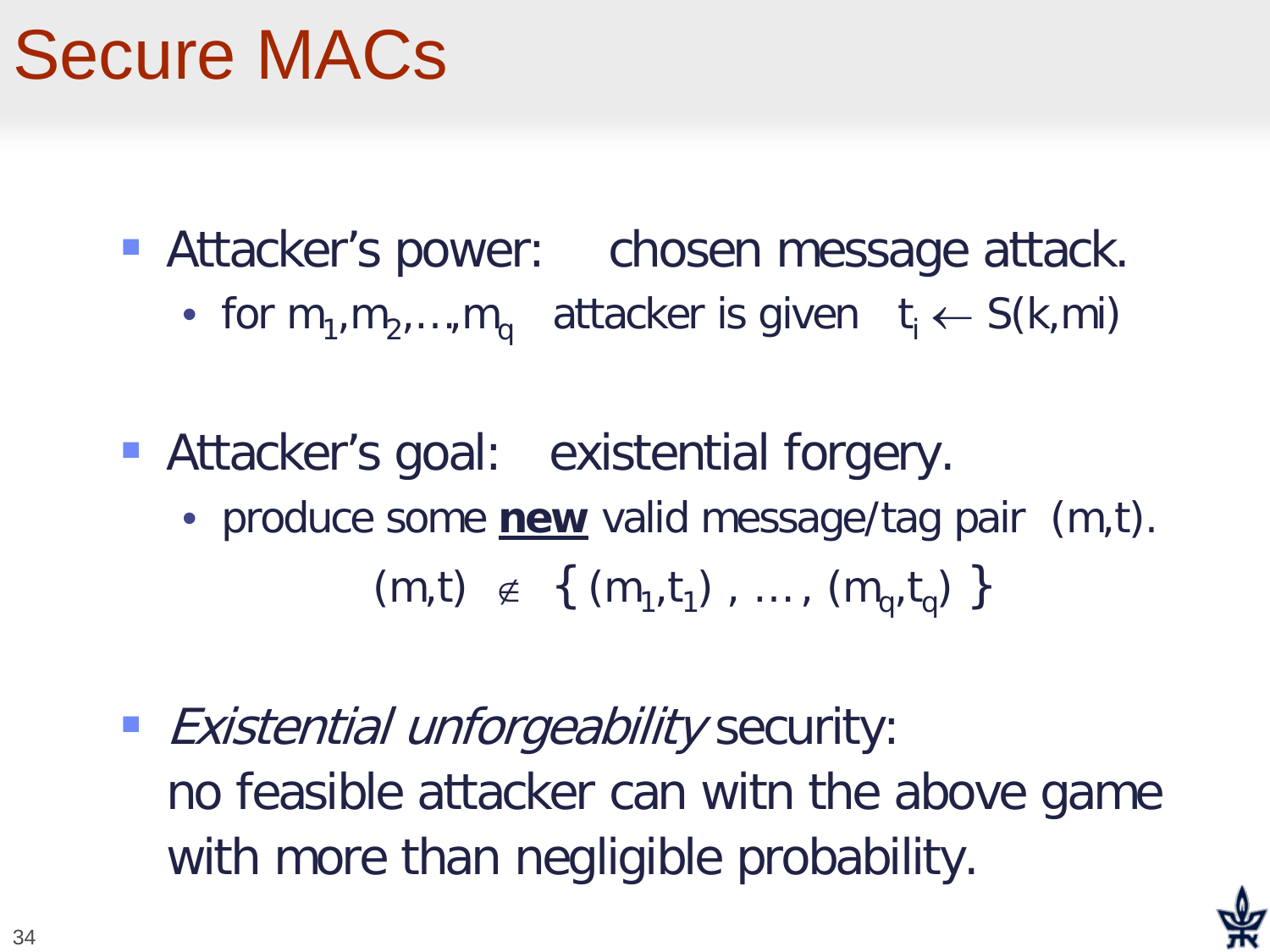# Secure MACs

- Attacker's power: chosen message attack.
  - for $m_1, m_2, \ldots, m_q$ attacker is given $t_i \leftarrow S(k, mi)$

- Attacker's goal: existential forgery.
  - produce some **new** valid message/tag pair $(m,t)$.

$$(m,t) \notin \{ (m_1,t_1), \ldots, (m_q,t_q) \}$$

- *Existential unforgeability* security:
  no feasible attacker can witn the above game with more than negligible probability.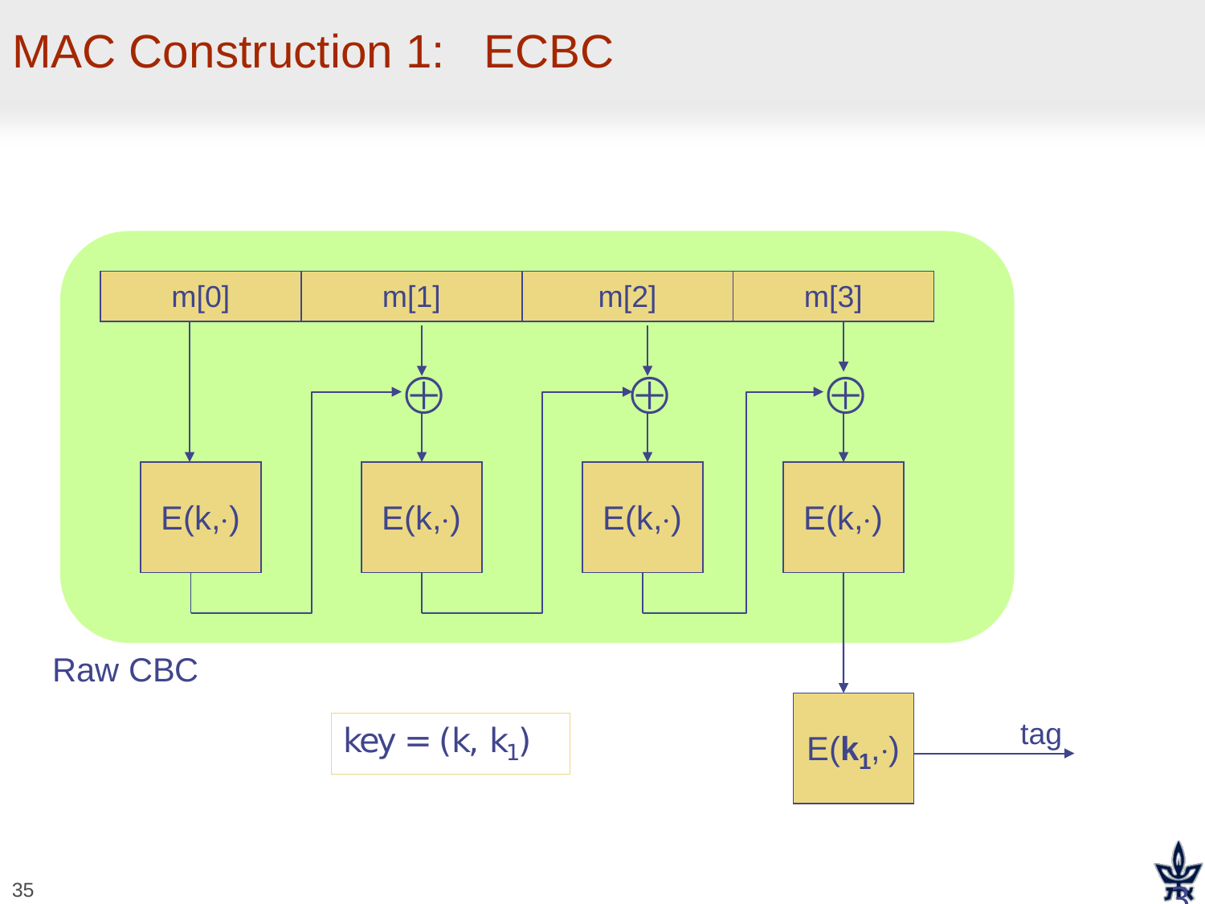# MAC Construction 1: ECBC

m[0] | m[1] | m[2] | m[3]

$E(k,\cdot)$ $E(k,\cdot)$ $E(k,\cdot)$ $E(k,\cdot)$

Raw CBC

key = $(k, k_1)$

$E(\mathbf{k_1},\cdot)$

tag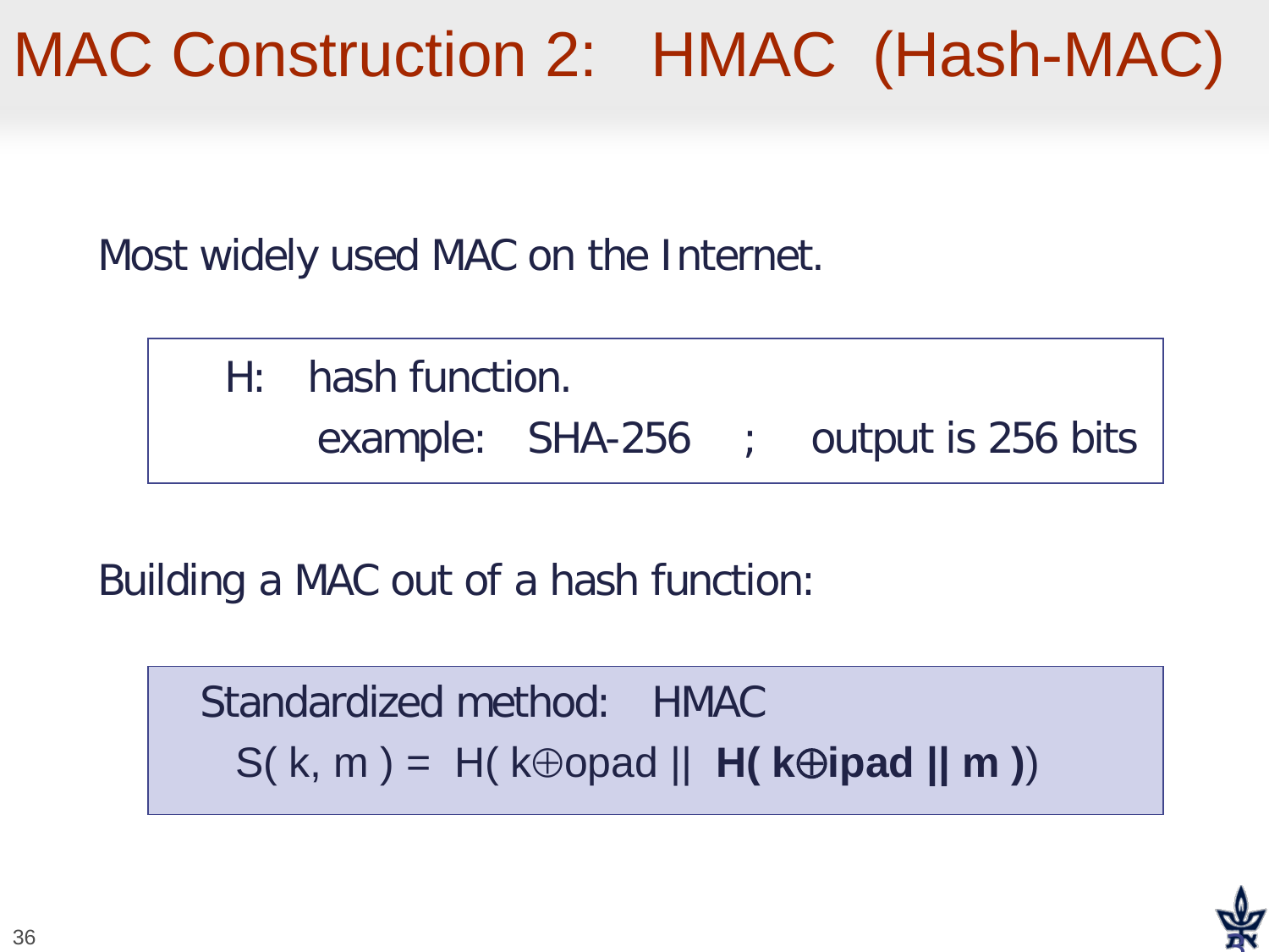# MAC Construction 2: HMAC (Hash-MAC)

Most widely used MAC on the Internet.

H: hash function.
example: SHA-256 ; output is 256 bits

Building a MAC out of a hash function:

Standardized method: HMAC

$$S(k, m) = H(k \oplus opad \,||\, \mathbf{H(k \oplus ipad \,||\, m)})$$